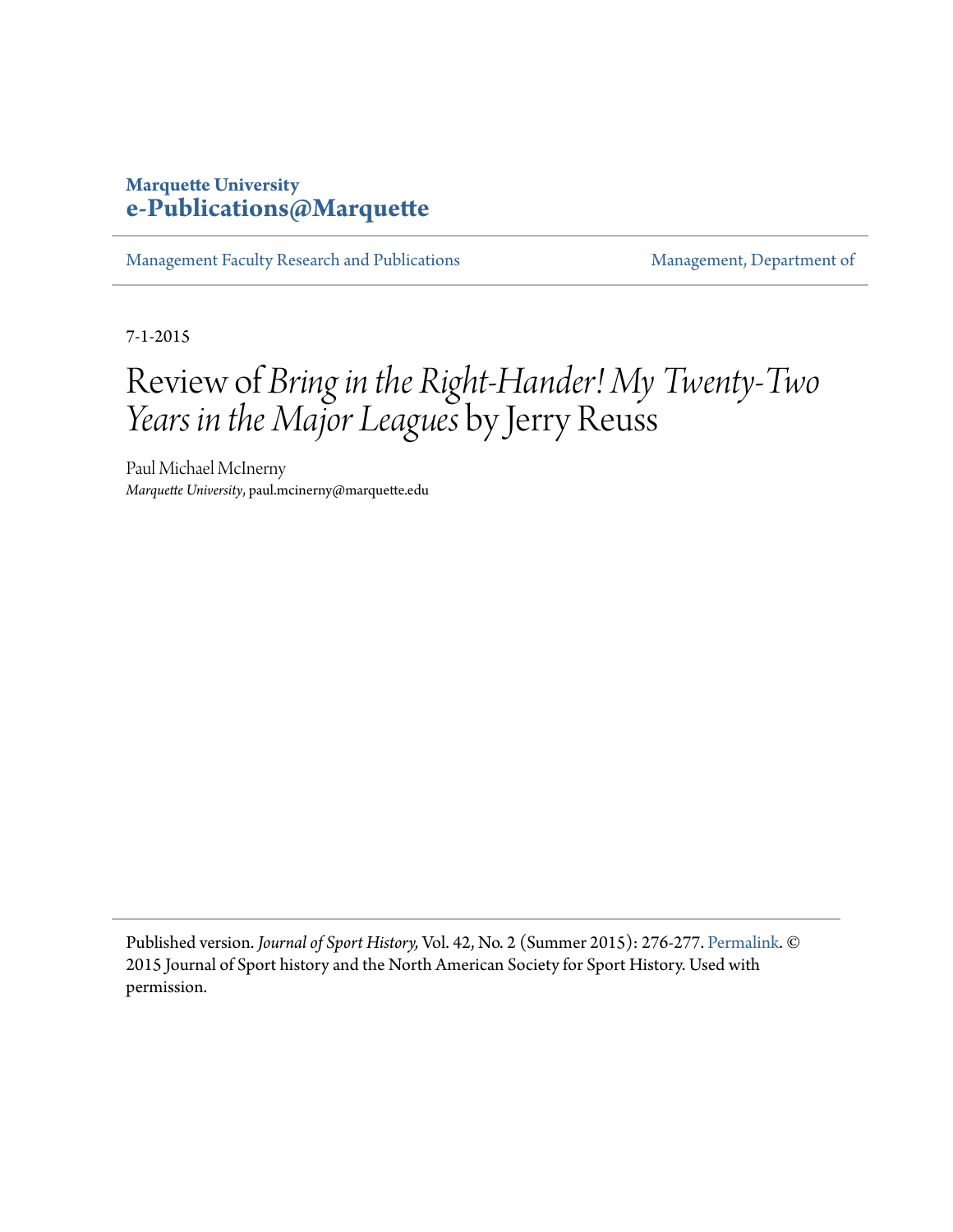Marquette University
**e-Publications@Marquette**

Management Faculty Research and Publications | Management, Department of

7-1-2015

# Review of *Bring in the Right-Hander! My Twenty-Two Years in the Major Leagues* by Jerry Reuss

Paul Michael McInerny
*Marquette University*, paul.mcinerny@marquette.edu

Published version. *Journal of Sport History,* Vol. 42, No. 2 (Summer 2015): 276-277. Permalink. © 2015 Journal of Sport history and the North American Society for Sport History. Used with permission.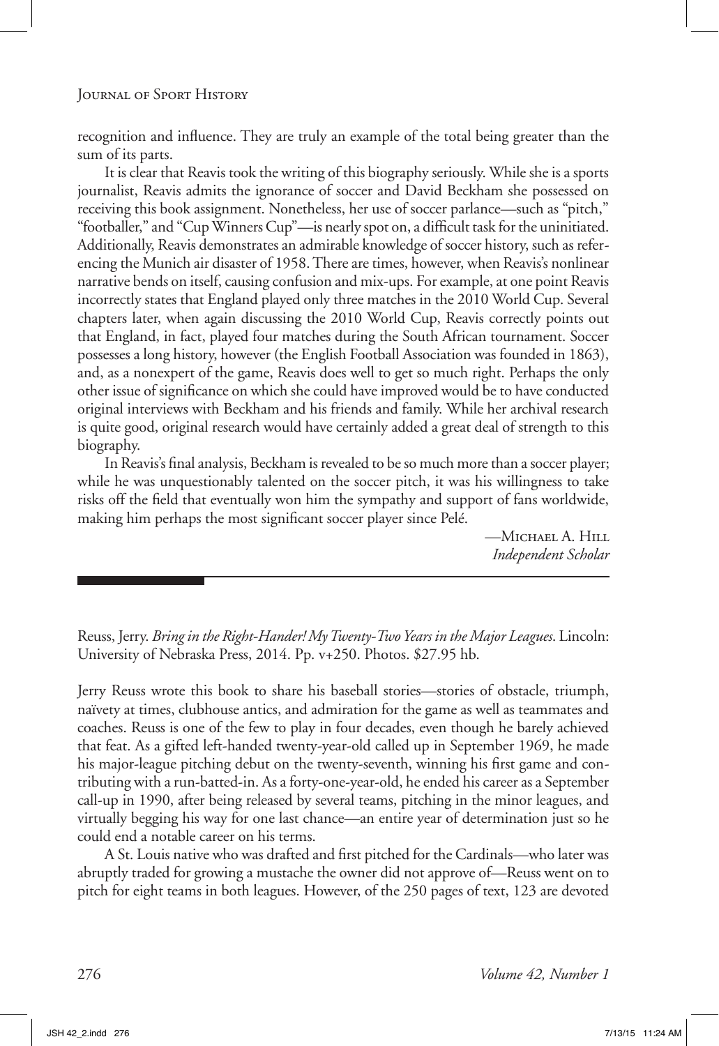recognition and influence. They are truly an example of the total being greater than the sum of its parts.

It is clear that Reavis took the writing of this biography seriously. While she is a sports journalist, Reavis admits the ignorance of soccer and David Beckham she possessed on receiving this book assignment. Nonetheless, her use of soccer parlance—such as "pitch," "footballer," and "Cup Winners Cup"—is nearly spot on, a difficult task for the uninitiated. Additionally, Reavis demonstrates an admirable knowledge of soccer history, such as referencing the Munich air disaster of 1958. There are times, however, when Reavis's nonlinear narrative bends on itself, causing confusion and mix-ups. For example, at one point Reavis incorrectly states that England played only three matches in the 2010 World Cup. Several chapters later, when again discussing the 2010 World Cup, Reavis correctly points out that England, in fact, played four matches during the South African tournament. Soccer possesses a long history, however (the English Football Association was founded in 1863), and, as a nonexpert of the game, Reavis does well to get so much right. Perhaps the only other issue of significance on which she could have improved would be to have conducted original interviews with Beckham and his friends and family. While her archival research is quite good, original research would have certainly added a great deal of strength to this biography.

In Reavis's final analysis, Beckham is revealed to be so much more than a soccer player; while he was unquestionably talented on the soccer pitch, it was his willingness to take risks off the field that eventually won him the sympathy and support of fans worldwide, making him perhaps the most significant soccer player since Pelé.

—Michael A. Hill
*Independent Scholar*

---

Reuss, Jerry. *Bring in the Right-Hander! My Twenty-Two Years in the Major Leagues*. Lincoln: University of Nebraska Press, 2014. Pp. v+250. Photos. $27.95 hb.

Jerry Reuss wrote this book to share his baseball stories—stories of obstacle, triumph, naïvety at times, clubhouse antics, and admiration for the game as well as teammates and coaches. Reuss is one of the few to play in four decades, even though he barely achieved that feat. As a gifted left-handed twenty-year-old called up in September 1969, he made his major-league pitching debut on the twenty-seventh, winning his first game and contributing with a run-batted-in. As a forty-one-year-old, he ended his career as a September call-up in 1990, after being released by several teams, pitching in the minor leagues, and virtually begging his way for one last chance—an entire year of determination just so he could end a notable career on his terms.

A St. Louis native who was drafted and first pitched for the Cardinals—who later was abruptly traded for growing a mustache the owner did not approve of—Reuss went on to pitch for eight teams in both leagues. However, of the 250 pages of text, 123 are devoted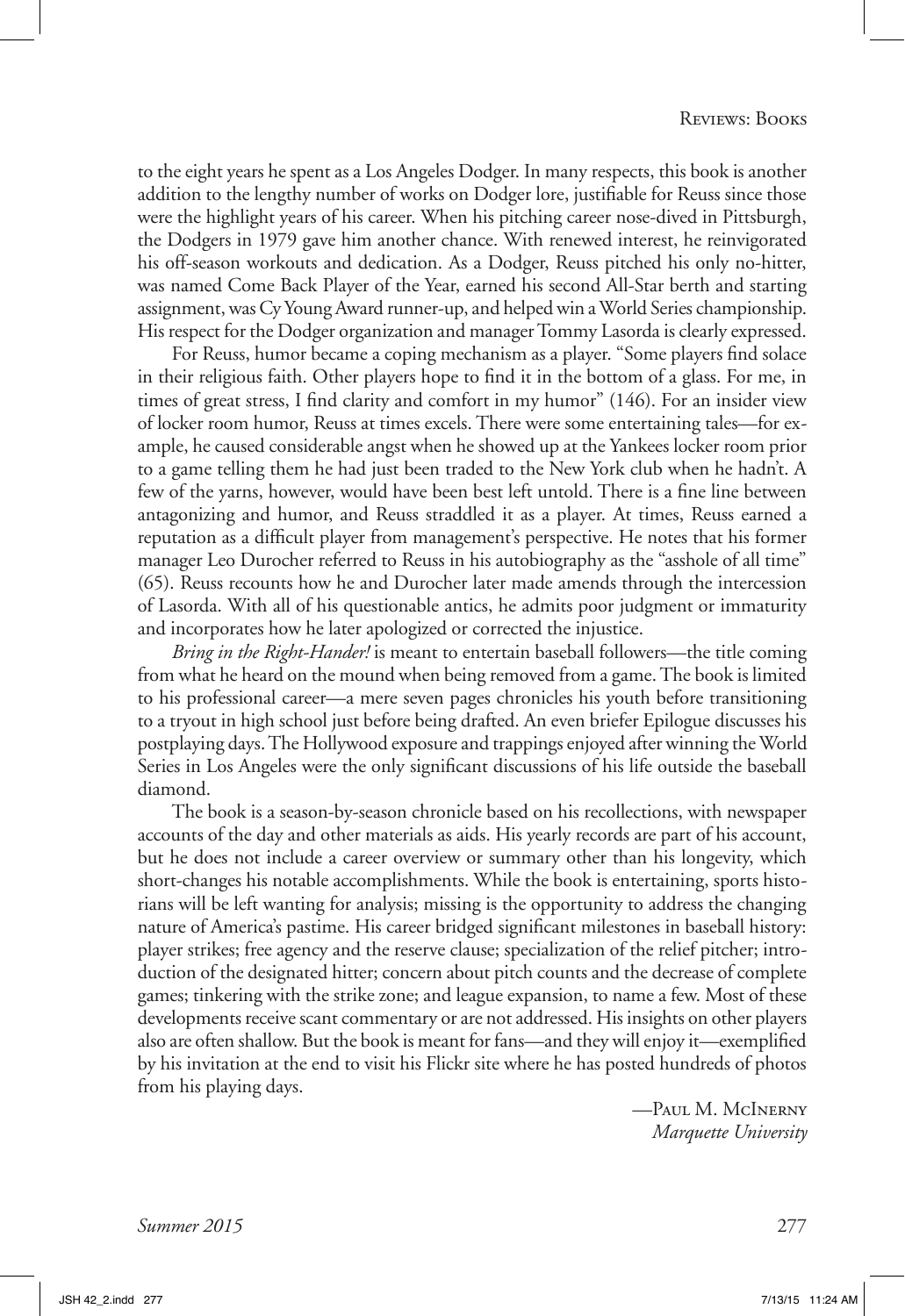to the eight years he spent as a Los Angeles Dodger. In many respects, this book is another addition to the lengthy number of works on Dodger lore, justifiable for Reuss since those were the highlight years of his career. When his pitching career nose-dived in Pittsburgh, the Dodgers in 1979 gave him another chance. With renewed interest, he reinvigorated his off-season workouts and dedication. As a Dodger, Reuss pitched his only no-hitter, was named Come Back Player of the Year, earned his second All-Star berth and starting assignment, was Cy Young Award runner-up, and helped win a World Series championship. His respect for the Dodger organization and manager Tommy Lasorda is clearly expressed.

For Reuss, humor became a coping mechanism as a player. "Some players find solace in their religious faith. Other players hope to find it in the bottom of a glass. For me, in times of great stress, I find clarity and comfort in my humor" (146). For an insider view of locker room humor, Reuss at times excels. There were some entertaining tales—for example, he caused considerable angst when he showed up at the Yankees locker room prior to a game telling them he had just been traded to the New York club when he hadn't. A few of the yarns, however, would have been best left untold. There is a fine line between antagonizing and humor, and Reuss straddled it as a player. At times, Reuss earned a reputation as a difficult player from management's perspective. He notes that his former manager Leo Durocher referred to Reuss in his autobiography as the "asshole of all time" (65). Reuss recounts how he and Durocher later made amends through the intercession of Lasorda. With all of his questionable antics, he admits poor judgment or immaturity and incorporates how he later apologized or corrected the injustice.

*Bring in the Right-Hander!* is meant to entertain baseball followers—the title coming from what he heard on the mound when being removed from a game. The book is limited to his professional career—a mere seven pages chronicles his youth before transitioning to a tryout in high school just before being drafted. An even briefer Epilogue discusses his postplaying days. The Hollywood exposure and trappings enjoyed after winning the World Series in Los Angeles were the only significant discussions of his life outside the baseball diamond.

The book is a season-by-season chronicle based on his recollections, with newspaper accounts of the day and other materials as aids. His yearly records are part of his account, but he does not include a career overview or summary other than his longevity, which short-changes his notable accomplishments. While the book is entertaining, sports historians will be left wanting for analysis; missing is the opportunity to address the changing nature of America's pastime. His career bridged significant milestones in baseball history: player strikes; free agency and the reserve clause; specialization of the relief pitcher; introduction of the designated hitter; concern about pitch counts and the decrease of complete games; tinkering with the strike zone; and league expansion, to name a few. Most of these developments receive scant commentary or are not addressed. His insights on other players also are often shallow. But the book is meant for fans—and they will enjoy it—exemplified by his invitation at the end to visit his Flickr site where he has posted hundreds of photos from his playing days.

—Paul M. McInerny
*Marquette University*